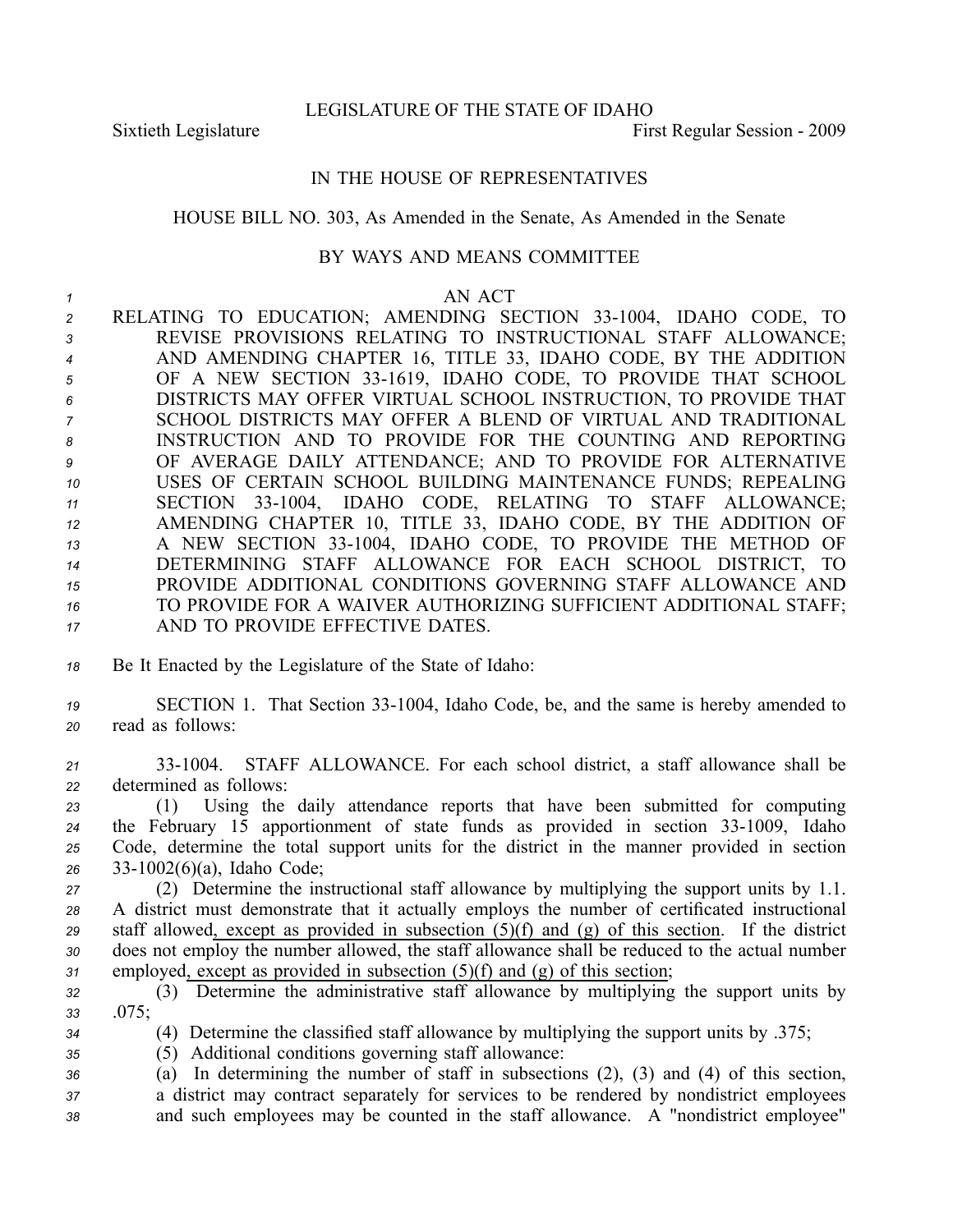LEGISLATURE OF THE STATE OF IDAHO

Sixtieth Legislature First Regular Session - 2009

IN THE HOUSE OF REPRESENTATIVES

HOUSE BILL NO. 303, As Amended in the Senate, As Amended in the Senate

BY WAYS AND MEANS COMMITTEE

AN ACT

RELATING TO EDUCATION; AMENDING SECTION 33-1004, IDAHO CODE, TO REVISE PROVISIONS RELATING TO INSTRUCTIONAL STAFF ALLOWANCE; AND AMENDING CHAPTER 16, TITLE 33, IDAHO CODE, BY THE ADDITION OF A NEW SECTION 33-1619, IDAHO CODE, TO PROVIDE THAT SCHOOL DISTRICTS MAY OFFER VIRTUAL SCHOOL INSTRUCTION, TO PROVIDE THAT SCHOOL DISTRICTS MAY OFFER A BLEND OF VIRTUAL AND TRADITIONAL INSTRUCTION AND TO PROVIDE FOR THE COUNTING AND REPORTING OF AVERAGE DAILY ATTENDANCE; AND TO PROVIDE FOR ALTERNATIVE USES OF CERTAIN SCHOOL BUILDING MAINTENANCE FUNDS; REPEALING SECTION 33-1004, IDAHO CODE, RELATING TO STAFF ALLOWANCE; AMENDING CHAPTER 10, TITLE 33, IDAHO CODE, BY THE ADDITION OF A NEW SECTION 33-1004, IDAHO CODE, TO PROVIDE THE METHOD OF DETERMINING STAFF ALLOWANCE FOR EACH SCHOOL DISTRICT, TO PROVIDE ADDITIONAL CONDITIONS GOVERNING STAFF ALLOWANCE AND TO PROVIDE FOR A WAIVER AUTHORIZING SUFFICIENT ADDITIONAL STAFF; AND TO PROVIDE EFFECTIVE DATES.

Be It Enacted by the Legislature of the State of Idaho:

SECTION 1. That Section 33-1004, Idaho Code, be, and the same is hereby amended to read as follows:

33-1004. STAFF ALLOWANCE. For each school district, a staff allowance shall be determined as follows:

(1) Using the daily attendance reports that have been submitted for computing the February 15 apportionment of state funds as provided in section 33-1009, Idaho Code, determine the total support units for the district in the manner provided in section 33-1002(6)(a), Idaho Code;

(2) Determine the instructional staff allowance by multiplying the support units by 1.1. A district must demonstrate that it actually employs the number of certificated instructional staff allowed<u>, except as provided in subsection (5)(f) and (g) of this section</u>. If the district does not employ the number allowed, the staff allowance shall be reduced to the actual number employed<u>, except as provided in subsection (5)(f) and (g) of this section</u>;

(3) Determine the administrative staff allowance by multiplying the support units by .075;

(4) Determine the classified staff allowance by multiplying the support units by .375;

(5) Additional conditions governing staff allowance:

(a) In determining the number of staff in subsections (2), (3) and (4) of this section, a district may contract separately for services to be rendered by nondistrict employees and such employees may be counted in the staff allowance. A "nondistrict employee"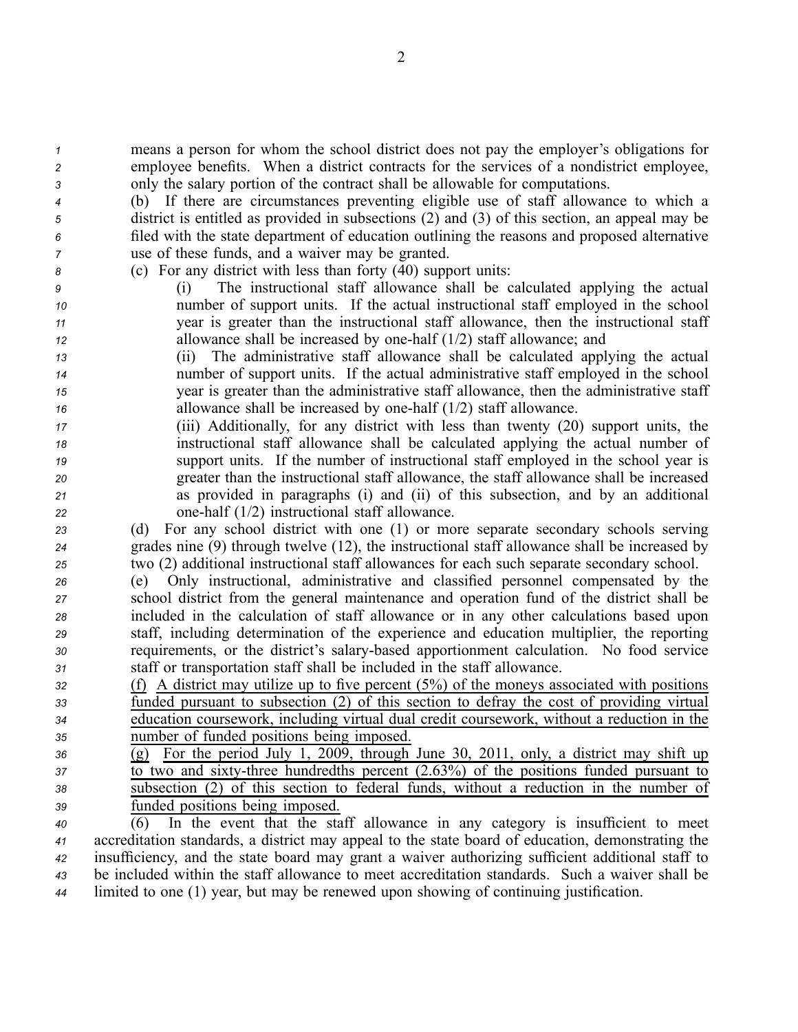means a person for whom the school district does not pay the employer's obligations for employee benefits. When a district contracts for the services of a nondistrict employee, only the salary portion of the contract shall be allowable for computations.

(b) If there are circumstances preventing eligible use of staff allowance to which a district is entitled as provided in subsections (2) and (3) of this section, an appeal may be filed with the state department of education outlining the reasons and proposed alternative use of these funds, and a waiver may be granted.

(c) For any district with less than forty (40) support units:

(i) The instructional staff allowance shall be calculated applying the actual number of support units. If the actual instructional staff employed in the school year is greater than the instructional staff allowance, then the instructional staff allowance shall be increased by one-half (1/2) staff allowance; and

(ii) The administrative staff allowance shall be calculated applying the actual number of support units. If the actual administrative staff employed in the school year is greater than the administrative staff allowance, then the administrative staff allowance shall be increased by one-half (1/2) staff allowance.

(iii) Additionally, for any district with less than twenty (20) support units, the instructional staff allowance shall be calculated applying the actual number of support units. If the number of instructional staff employed in the school year is greater than the instructional staff allowance, the staff allowance shall be increased as provided in paragraphs (i) and (ii) of this subsection, and by an additional one-half (1/2) instructional staff allowance.

(d) For any school district with one (1) or more separate secondary schools serving grades nine (9) through twelve (12), the instructional staff allowance shall be increased by two (2) additional instructional staff allowances for each such separate secondary school.

(e) Only instructional, administrative and classified personnel compensated by the school district from the general maintenance and operation fund of the district shall be included in the calculation of staff allowance or in any other calculations based upon staff, including determination of the experience and education multiplier, the reporting requirements, or the district's salary-based apportionment calculation. No food service staff or transportation staff shall be included in the staff allowance.

<u>(f) A district may utilize up to five percent (5%) of the moneys associated with positions funded pursuant to subsection (2) of this section to defray the cost of providing virtual education coursework, including virtual dual credit coursework, without a reduction in the number of funded positions being imposed.</u>

<u>(g) For the period July 1, 2009, through June 30, 2011, only, a district may shift up to two and sixty-three hundredths percent (2.63%) of the positions funded pursuant to subsection (2) of this section to federal funds, without a reduction in the number of funded positions being imposed.</u>

(6) In the event that the staff allowance in any category is insufficient to meet accreditation standards, a district may appeal to the state board of education, demonstrating the insufficiency, and the state board may grant a waiver authorizing sufficient additional staff to be included within the staff allowance to meet accreditation standards. Such a waiver shall be limited to one (1) year, but may be renewed upon showing of continuing justification.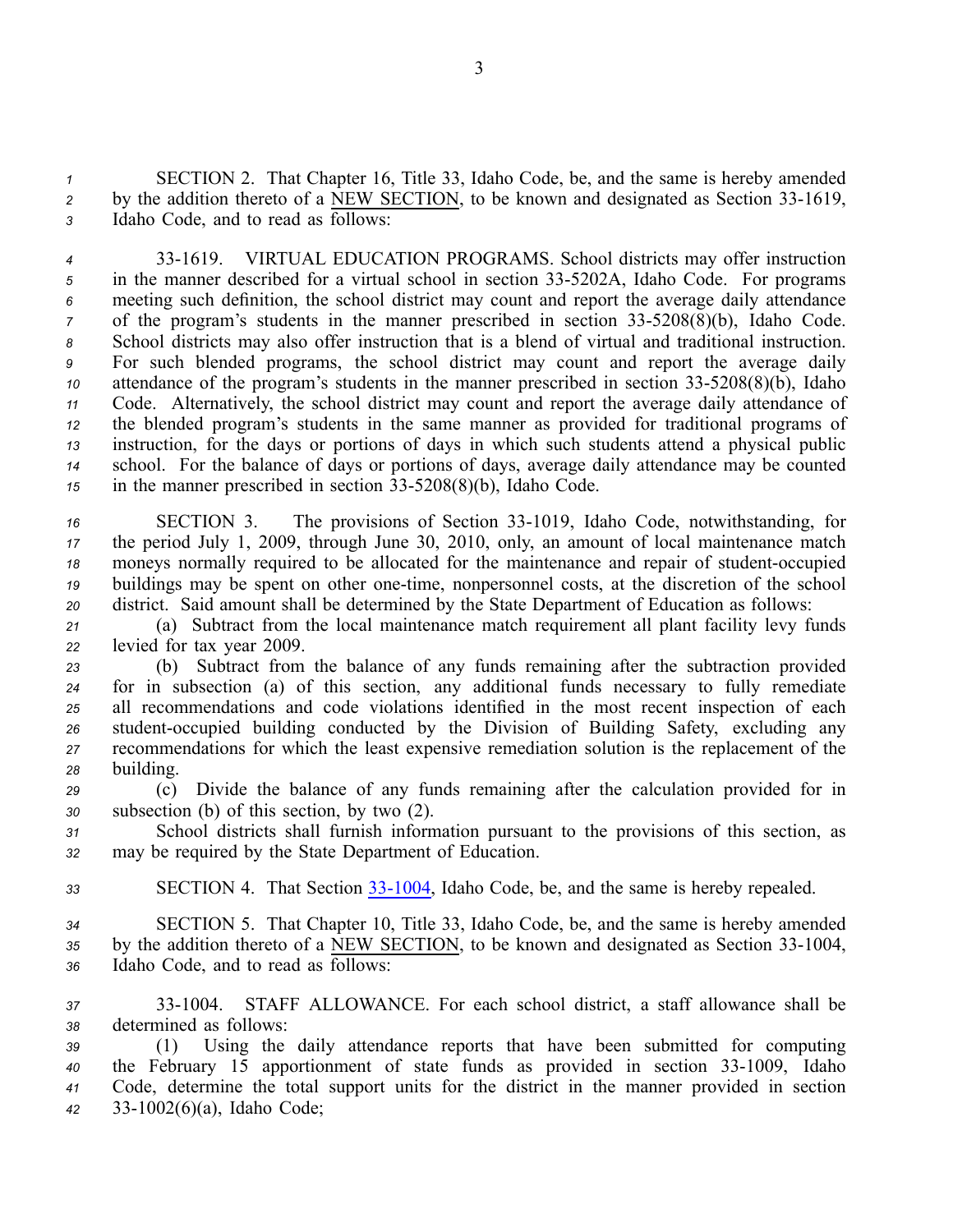SECTION 2. That Chapter 16, Title 33, Idaho Code, be, and the same is hereby amended by the addition thereto of a NEW SECTION, to be known and designated as Section 33-1619, Idaho Code, and to read as follows:

33-1619. VIRTUAL EDUCATION PROGRAMS. School districts may offer instruction in the manner described for a virtual school in section 33-5202A, Idaho Code. For programs meeting such definition, the school district may count and report the average daily attendance of the program's students in the manner prescribed in section 33-5208(8)(b), Idaho Code. School districts may also offer instruction that is a blend of virtual and traditional instruction. For such blended programs, the school district may count and report the average daily attendance of the program's students in the manner prescribed in section 33-5208(8)(b), Idaho Code. Alternatively, the school district may count and report the average daily attendance of the blended program's students in the same manner as provided for traditional programs of instruction, for the days or portions of days in which such students attend a physical public school. For the balance of days or portions of days, average daily attendance may be counted in the manner prescribed in section 33-5208(8)(b), Idaho Code.

SECTION 3. The provisions of Section 33-1019, Idaho Code, notwithstanding, for the period July 1, 2009, through June 30, 2010, only, an amount of local maintenance match moneys normally required to be allocated for the maintenance and repair of student-occupied buildings may be spent on other one-time, nonpersonnel costs, at the discretion of the school district. Said amount shall be determined by the State Department of Education as follows:

(a) Subtract from the local maintenance match requirement all plant facility levy funds levied for tax year 2009.

(b) Subtract from the balance of any funds remaining after the subtraction provided for in subsection (a) of this section, any additional funds necessary to fully remediate all recommendations and code violations identified in the most recent inspection of each student-occupied building conducted by the Division of Building Safety, excluding any recommendations for which the least expensive remediation solution is the replacement of the building.

(c) Divide the balance of any funds remaining after the calculation provided for in subsection (b) of this section, by two (2).

School districts shall furnish information pursuant to the provisions of this section, as may be required by the State Department of Education.

SECTION 4. That Section 33-1004, Idaho Code, be, and the same is hereby repealed.

SECTION 5. That Chapter 10, Title 33, Idaho Code, be, and the same is hereby amended by the addition thereto of a NEW SECTION, to be known and designated as Section 33-1004, Idaho Code, and to read as follows:

33-1004. STAFF ALLOWANCE. For each school district, a staff allowance shall be determined as follows:

(1) Using the daily attendance reports that have been submitted for computing the February 15 apportionment of state funds as provided in section 33-1009, Idaho Code, determine the total support units for the district in the manner provided in section 33-1002(6)(a), Idaho Code;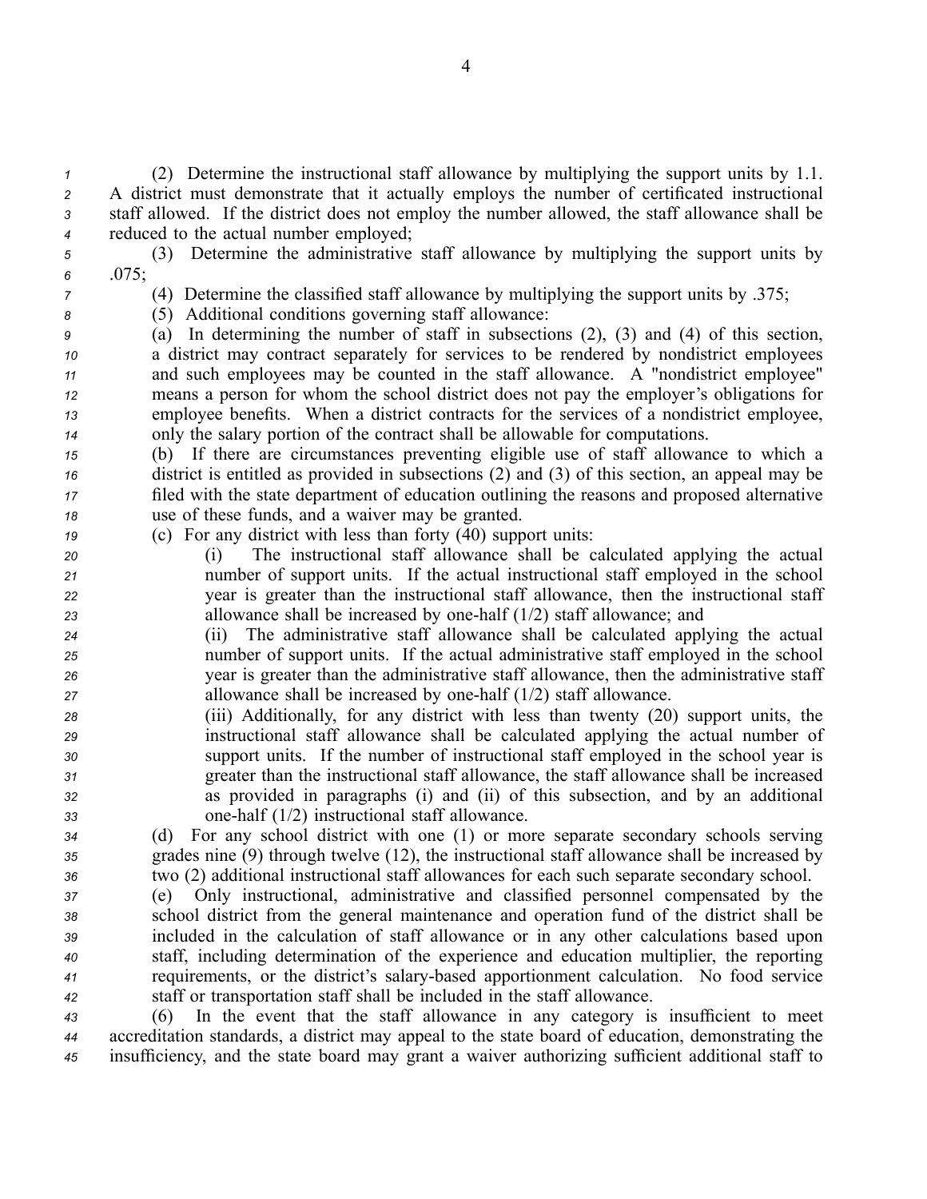(2) Determine the instructional staff allowance by multiplying the support units by 1.1. A district must demonstrate that it actually employs the number of certificated instructional staff allowed. If the district does not employ the number allowed, the staff allowance shall be reduced to the actual number employed;

(3) Determine the administrative staff allowance by multiplying the support units by .075;

(4) Determine the classified staff allowance by multiplying the support units by .375;

(5) Additional conditions governing staff allowance:

(a) In determining the number of staff in subsections (2), (3) and (4) of this section, a district may contract separately for services to be rendered by nondistrict employees and such employees may be counted in the staff allowance. A "nondistrict employee" means a person for whom the school district does not pay the employer's obligations for employee benefits. When a district contracts for the services of a nondistrict employee, only the salary portion of the contract shall be allowable for computations.

(b) If there are circumstances preventing eligible use of staff allowance to which a district is entitled as provided in subsections (2) and (3) of this section, an appeal may be filed with the state department of education outlining the reasons and proposed alternative use of these funds, and a waiver may be granted.

(c) For any district with less than forty (40) support units:

(i) The instructional staff allowance shall be calculated applying the actual number of support units. If the actual instructional staff employed in the school year is greater than the instructional staff allowance, then the instructional staff allowance shall be increased by one-half (1/2) staff allowance; and

(ii) The administrative staff allowance shall be calculated applying the actual number of support units. If the actual administrative staff employed in the school year is greater than the administrative staff allowance, then the administrative staff allowance shall be increased by one-half (1/2) staff allowance.

(iii) Additionally, for any district with less than twenty (20) support units, the instructional staff allowance shall be calculated applying the actual number of support units. If the number of instructional staff employed in the school year is greater than the instructional staff allowance, the staff allowance shall be increased as provided in paragraphs (i) and (ii) of this subsection, and by an additional one-half (1/2) instructional staff allowance.

(d) For any school district with one (1) or more separate secondary schools serving grades nine (9) through twelve (12), the instructional staff allowance shall be increased by two (2) additional instructional staff allowances for each such separate secondary school.

(e) Only instructional, administrative and classified personnel compensated by the school district from the general maintenance and operation fund of the district shall be included in the calculation of staff allowance or in any other calculations based upon staff, including determination of the experience and education multiplier, the reporting requirements, or the district's salary-based apportionment calculation. No food service staff or transportation staff shall be included in the staff allowance.

(6) In the event that the staff allowance in any category is insufficient to meet accreditation standards, a district may appeal to the state board of education, demonstrating the insufficiency, and the state board may grant a waiver authorizing sufficient additional staff to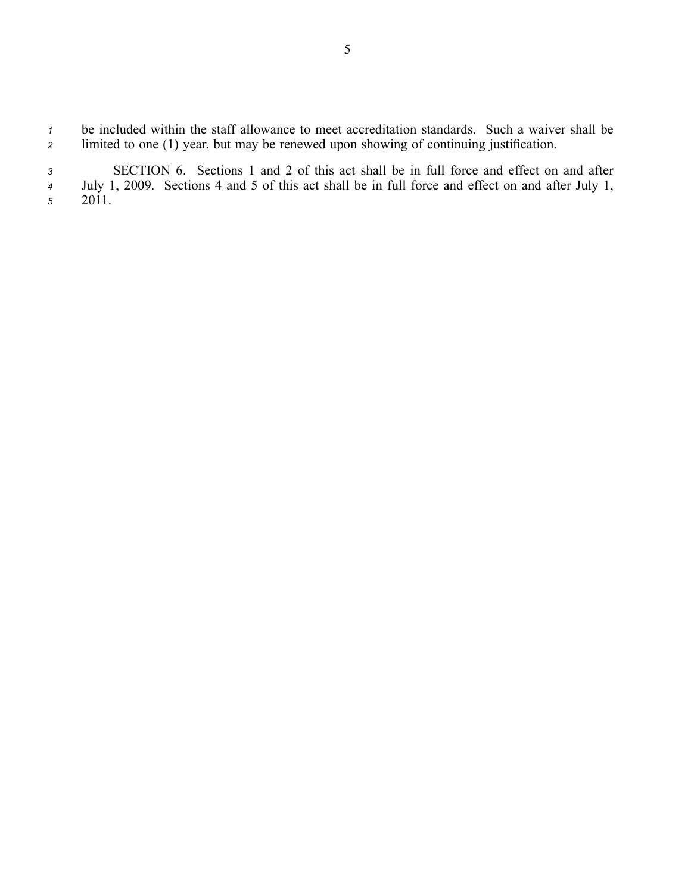be included within the staff allowance to meet accreditation standards. Such a waiver shall be limited to one (1) year, but may be renewed upon showing of continuing justification.

SECTION 6. Sections 1 and 2 of this act shall be in full force and effect on and after July 1, 2009. Sections 4 and 5 of this act shall be in full force and effect on and after July 1, 2011.